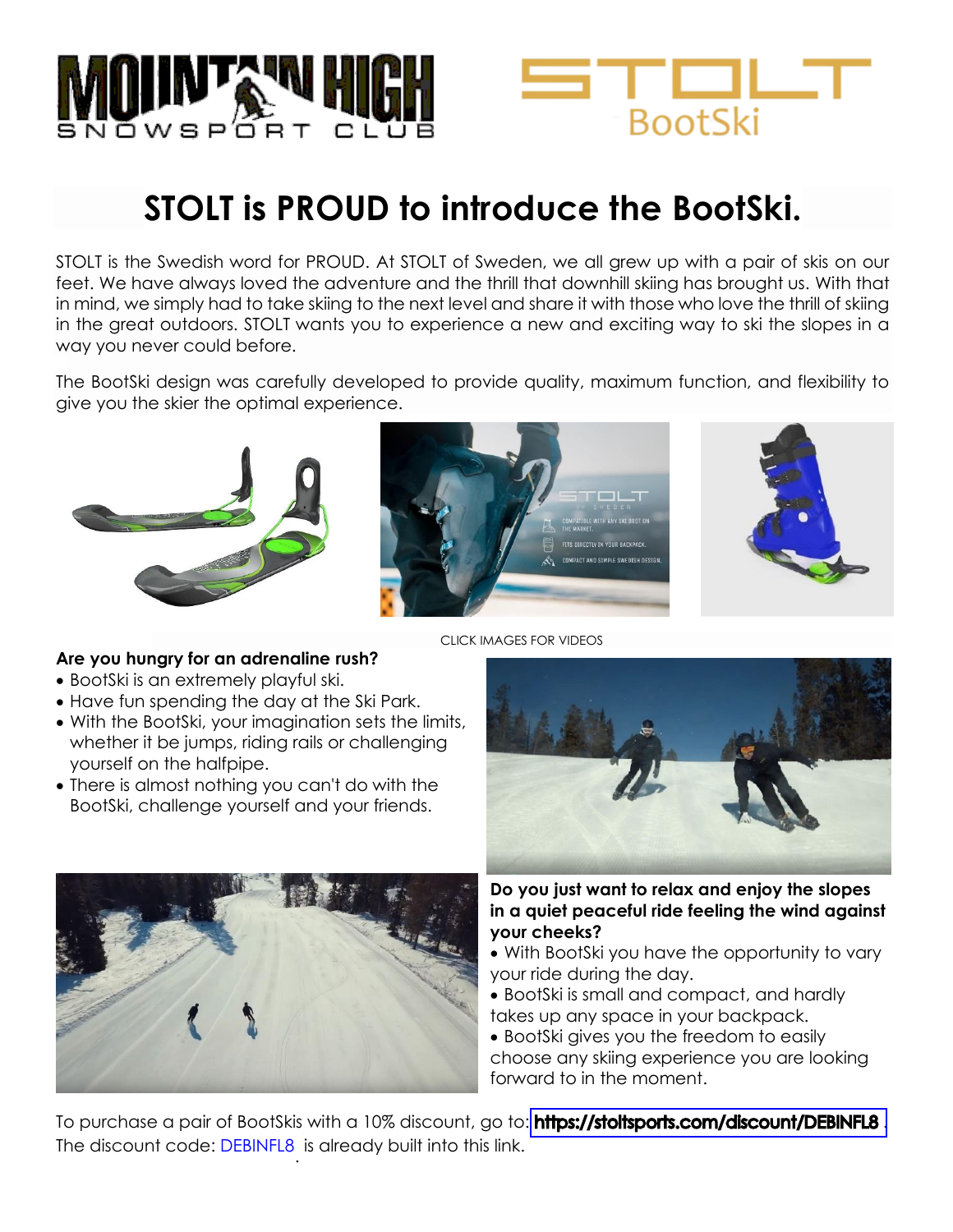# STOLT is PROUD to introduce the BootSki.

STOLT is the Swedish word for PROUD. At STOLT of Sweden, we all grew up with a pair of skis on our feet. We have always loved the adventure and the thrill that downhill skiing has brought us. With that in mind, we simply had to take skiing to the next level and share it with those who love the thrill of skiing in the great outdoors. STOLT wants you to experience a new and exciting way to ski the slopes in a way you never could before.

The BootSki design was carefully developed to provide quality, maximum function, and flexibility to give you the skier the optimal experience.

CLICK IMAGES FOR VIDEOS

**Are you hungry for an adrenaline rush?**

- BootSki is an extremely playful ski.
- Have fun spending the day at the Ski Park.
- With the BootSki, your imagination sets the limits, whether it be jumps, riding rails or challenging yourself on the halfpipe.
- There is almost nothing you can't do with the BootSki, challenge yourself and your friends.

**Do you just want to relax and enjoy the slopes in a quiet peaceful ride feeling the wind against your cheeks?**

- With BootSki you have the opportunity to vary your ride during the day.
- BootSki is small and compact, and hardly takes up any space in your backpack.
- BootSki gives you the freedom to easily choose any skiing experience you are looking forward to in the moment.

To purchase a pair of BootSkis with a 10% discount, go to: **https://stoltsports.com/discount/DEBINFL8**
The discount code: DEBINFL8 is already built into this link.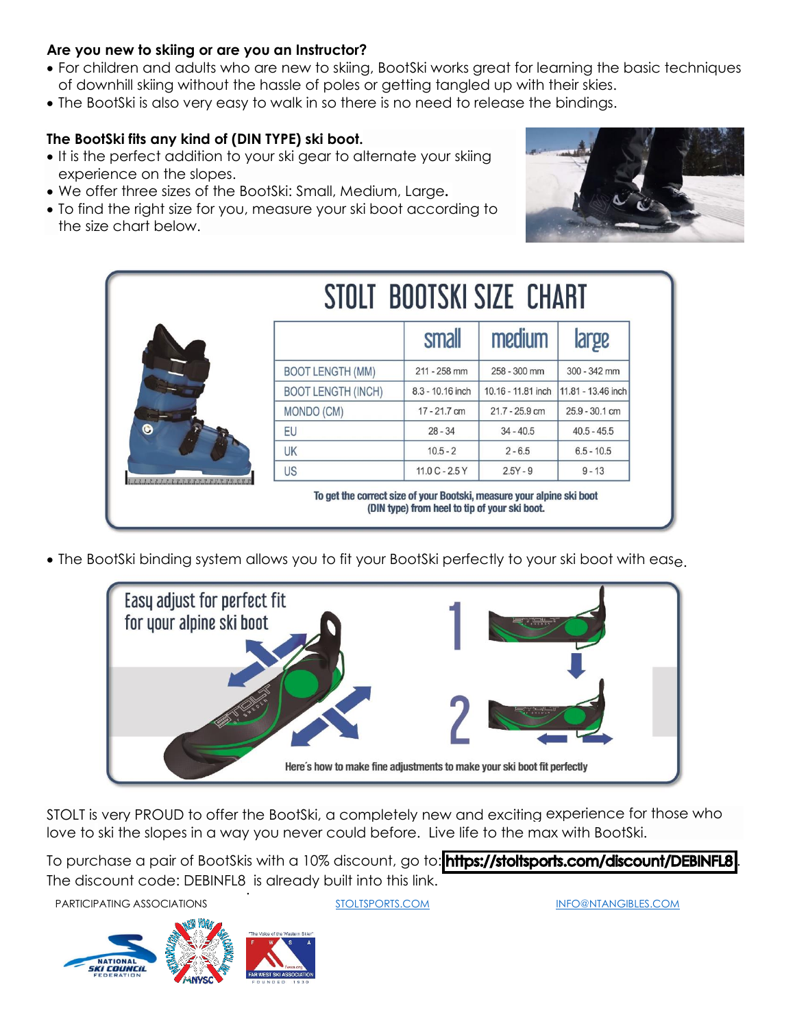**Are you new to skiing or are you an Instructor?**

- For children and adults who are new to skiing, BootSki works great for learning the basic techniques of downhill skiing without the hassle of poles or getting tangled up with their skies.
- The BootSki is also very easy to walk in so there is no need to release the bindings.

**The BootSki fits any kind of (DIN TYPE) ski boot.**

- It is the perfect addition to your ski gear to alternate your skiing experience on the slopes.
- We offer three sizes of the BootSki: Small, Medium, Large**.**
- To find the right size for you, measure your ski boot according to the size chart below.

## STOLT BOOTSKI SIZE CHART

| | small | medium | large |
|---|---|---|---|
| BOOT LENGTH (MM) | 211 - 258 mm | 258 - 300 mm | 300 - 342 mm |
| BOOT LENGTH (INCH) | 8.3 - 10.16 inch | 10.16 - 11.81 inch | 11.81 - 13.46 inch |
| MONDO (CM) | 17 - 21.7 cm | 21.7 - 25.9 cm | 25.9 - 30.1 cm |
| EU | 28 - 34 | 34 - 40.5 | 40.5 - 45.5 |
| UK | 10.5 - 2 | 2 - 6.5 | 6.5 - 10.5 |
| US | 11.0 C - 2.5 Y | 2.5Y - 9 | 9 - 13 |

**To get the correct size of your Bootski, measure your alpine ski boot (DIN type) from heel to tip of your ski boot.**

- The BootSki binding system allows you to fit your BootSki perfectly to your ski boot with ease.

Easy adjust for perfect fit for your alpine ski boot

1

2

**Here's how to make fine adjustments to make your ski boot fit perfectly**

STOLT is very PROUD to offer the BootSki, a completely new and exciting experience for those who love to ski the slopes in a way you never could before. Live life to the max with BootSki.

To purchase a pair of BootSkis with a 10% discount, go to: **https://stoltsports.com/discount/DEBINFL8**. The discount code: DEBINFL8 is already built into this link.

PARTICIPATING ASSOCIATIONS STOLTSPORTS.COM INFO@NTANGIBLES.COM